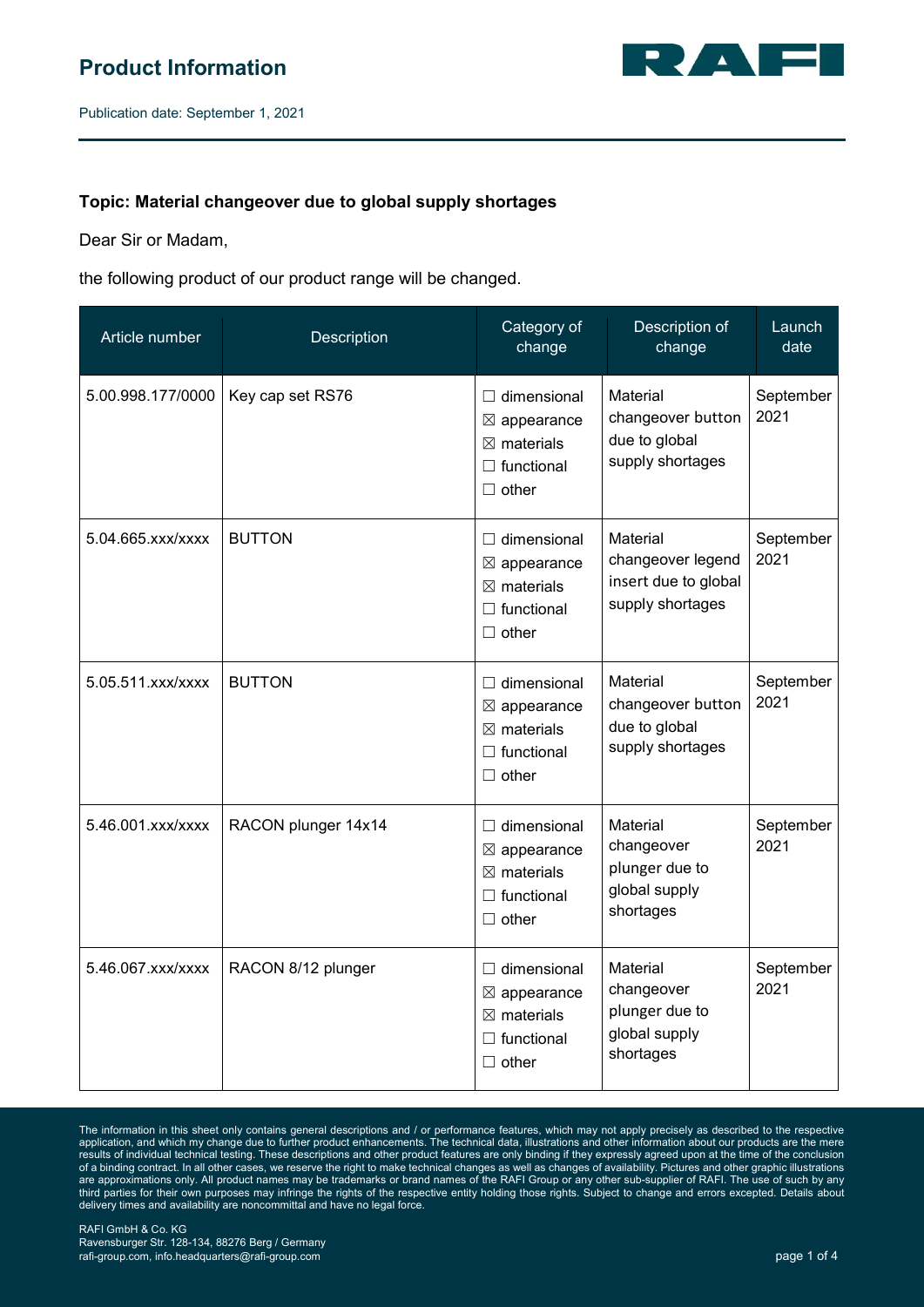# Product Information

Publication date: September 1, 2021

**Topic: Material changeover due to global supply shortages**

Dear Sir or Madam,

the following product of our product range will be changed.

| Article number | Description | Category of change | Description of change | Launch date |
|---|---|---|---|---|
| 5.00.998.177/0000 | Key cap set RS76 | ☐ dimensional<br>☒ appearance<br>☒ materials<br>☐ functional<br>☐ other | Material changeover button due to global supply shortages | September 2021 |
| 5.04.665.xxx/xxxx | BUTTON | ☐ dimensional<br>☒ appearance<br>☒ materials<br>☐ functional<br>☐ other | Material changeover legend insert due to global supply shortages | September 2021 |
| 5.05.511.xxx/xxxx | BUTTON | ☐ dimensional<br>☒ appearance<br>☒ materials<br>☐ functional<br>☐ other | Material changeover button due to global supply shortages | September 2021 |
| 5.46.001.xxx/xxxx | RACON plunger 14x14 | ☐ dimensional<br>☒ appearance<br>☒ materials<br>☐ functional<br>☐ other | Material changeover plunger due to global supply shortages | September 2021 |
| 5.46.067.xxx/xxxx | RACON 8/12 plunger | ☐ dimensional<br>☒ appearance<br>☒ materials<br>☐ functional<br>☐ other | Material changeover plunger due to global supply shortages | September 2021 |

The information in this sheet only contains general descriptions and / or performance features, which may not apply precisely as described to the respective application, and which my change due to further product enhancements. The technical data, illustrations and other information about our products are the mere results of individual technical testing. These descriptions and other product features are only binding if they expressly agreed upon at the time of the conclusion of a binding contract. In all other cases, we reserve the right to make technical changes as well as changes of availability. Pictures and other graphic illustrations are approximations only. All product names may be trademarks or brand names of the RAFI Group or any other sub-supplier of RAFI. The use of such by any third parties for their own purposes may infringe the rights of the respective entity holding those rights. Subject to change and errors excepted. Details about delivery times and availability are noncommittal and have no legal force.

RAFI GmbH & Co. KG
Ravensburger Str. 128-134, 88276 Berg / Germany
rafi-group.com, info.headquarters@rafi-group.com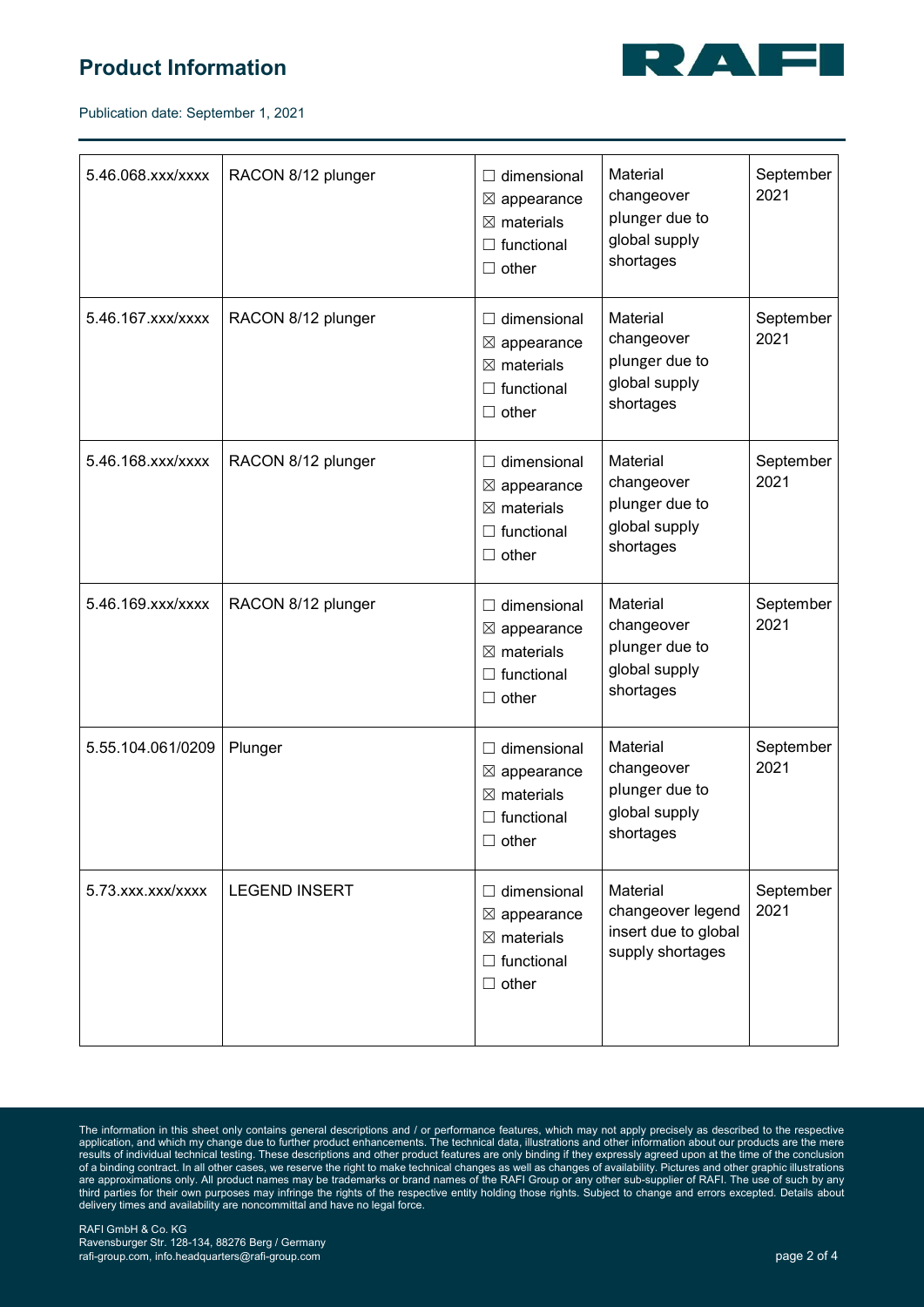| 5.46.068.xxx/xxxx | RACON 8/12 plunger | ☐ dimensional<br>☒ appearance<br>☒ materials<br>☐ functional<br>☐ other | Material changeover plunger due to global supply shortages | September 2021 |
|---|---|---|---|---|
| 5.46.167.xxx/xxxx | RACON 8/12 plunger | ☐ dimensional<br>☒ appearance<br>☒ materials<br>☐ functional<br>☐ other | Material changeover plunger due to global supply shortages | September 2021 |
| 5.46.168.xxx/xxxx | RACON 8/12 plunger | ☐ dimensional<br>☒ appearance<br>☒ materials<br>☐ functional<br>☐ other | Material changeover plunger due to global supply shortages | September 2021 |
| 5.46.169.xxx/xxxx | RACON 8/12 plunger | ☐ dimensional<br>☒ appearance<br>☒ materials<br>☐ functional<br>☐ other | Material changeover plunger due to global supply shortages | September 2021 |
| 5.55.104.061/0209 | Plunger | ☐ dimensional<br>☒ appearance<br>☒ materials<br>☐ functional<br>☐ other | Material changeover plunger due to global supply shortages | September 2021 |
| 5.73.xxx.xxx/xxxx | LEGEND INSERT | ☐ dimensional<br>☒ appearance<br>☒ materials<br>☐ functional<br>☐ other | Material changeover legend insert due to global supply shortages | September 2021 |

The information in this sheet only contains general descriptions and / or performance features, which may not apply precisely as described to the respective application, and which my change due to further product enhancements. The technical data, illustrations and other information about our products are the mere results of individual technical testing. These descriptions and other product features are only binding if they expressly agreed upon at the time of the conclusion of a binding contract. In all other cases, we reserve the right to make technical changes as well as changes of availability. Pictures and other graphic illustrations are approximations only. All product names may be trademarks or brand names of the RAFI Group or any other sub-supplier of RAFI. The use of such by any third parties for their own purposes may infringe the rights of the respective entity holding those rights. Subject to change and errors excepted. Details about delivery times and availability are noncommittal and have no legal force.

RAFI GmbH & Co. KG
Ravensburger Str. 128-134, 88276 Berg / Germany
rafi-group.com, info.headquarters@rafi-group.com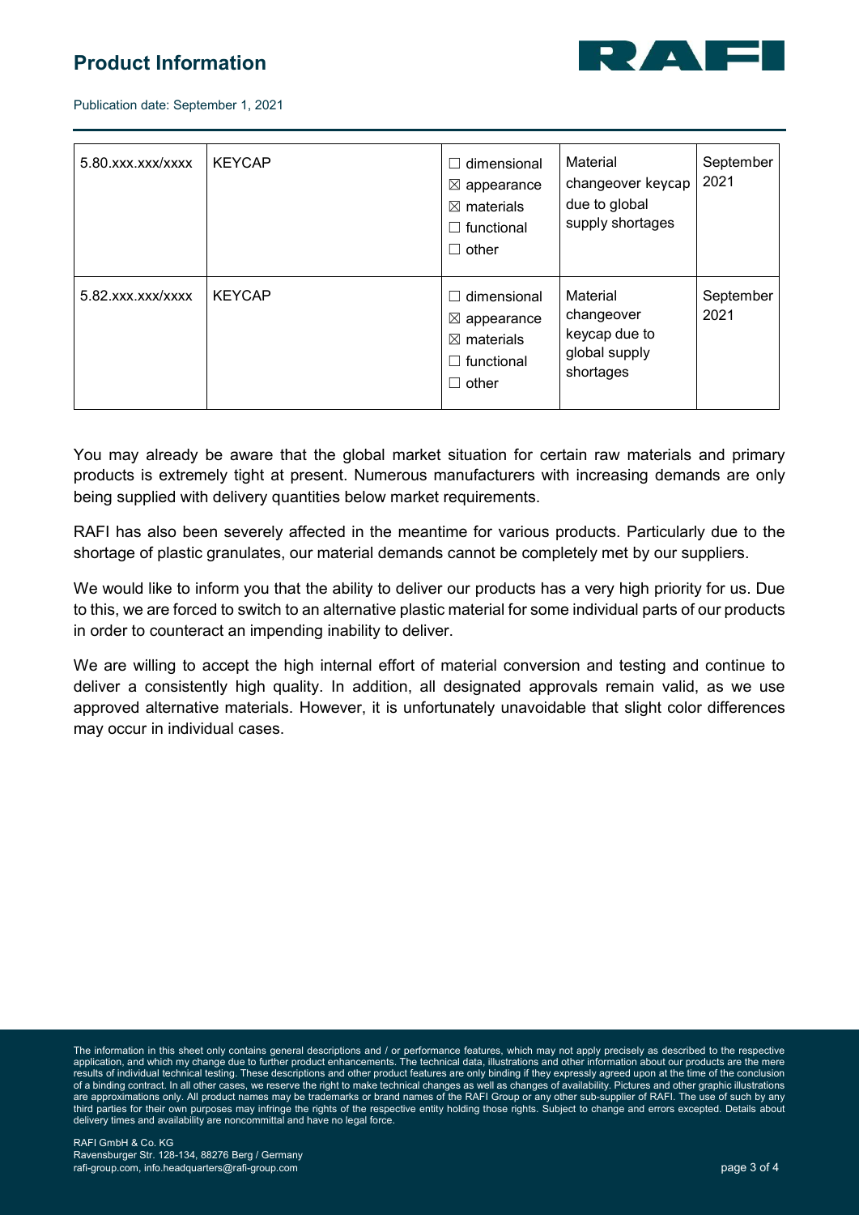| 5.80.xxx.xxx/xxxx | KEYCAP | ☐ dimensional ☒ appearance ☒ materials ☐ functional ☐ other | Material changeover keycap due to global supply shortages | September 2021 |
|---|---|---|---|---|
| 5.82.xxx.xxx/xxxx | KEYCAP | ☐ dimensional ☒ appearance ☒ materials ☐ functional ☐ other | Material changeover keycap due to global supply shortages | September 2021 |

You may already be aware that the global market situation for certain raw materials and primary products is extremely tight at present. Numerous manufacturers with increasing demands are only being supplied with delivery quantities below market requirements.

RAFI has also been severely affected in the meantime for various products. Particularly due to the shortage of plastic granulates, our material demands cannot be completely met by our suppliers.

We would like to inform you that the ability to deliver our products has a very high priority for us. Due to this, we are forced to switch to an alternative plastic material for some individual parts of our products in order to counteract an impending inability to deliver.

We are willing to accept the high internal effort of material conversion and testing and continue to deliver a consistently high quality. In addition, all designated approvals remain valid, as we use approved alternative materials. However, it is unfortunately unavoidable that slight color differences may occur in individual cases.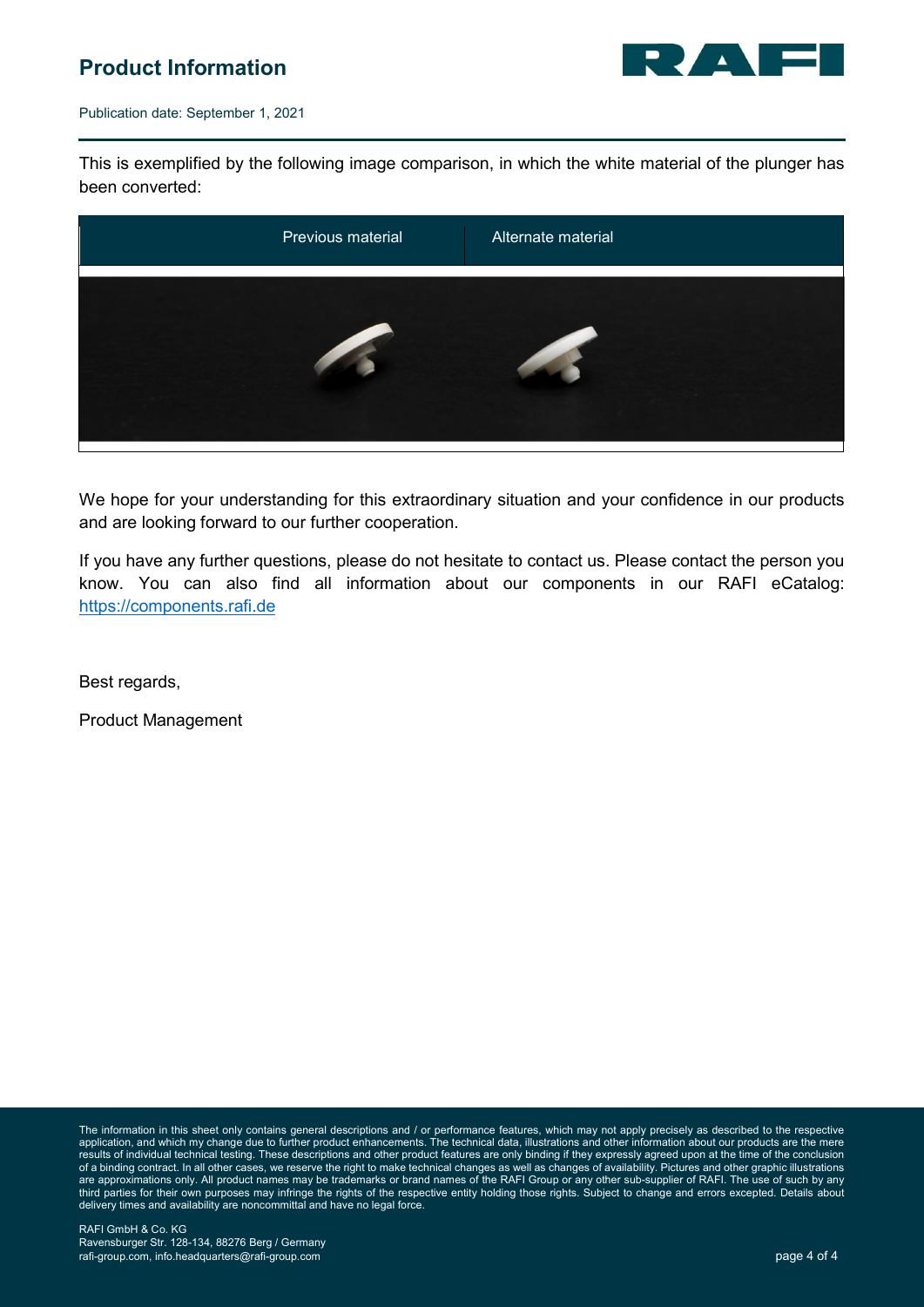This is exemplified by the following image comparison, in which the white material of the plunger has been converted:

| Previous material | Alternate material |
| --- | --- |

We hope for your understanding for this extraordinary situation and your confidence in our products and are looking forward to our further cooperation.

If you have any further questions, please do not hesitate to contact us. Please contact the person you know. You can also find all information about our components in our RAFI eCatalog: https://components.rafi.de

Best regards,

Product Management

The information in this sheet only contains general descriptions and / or performance features, which may not apply precisely as described to the respective application, and which my change due to further product enhancements. The technical data, illustrations and other information about our products are the mere results of individual technical testing. These descriptions and other product features are only binding if they expressly agreed upon at the time of the conclusion of a binding contract. In all other cases, we reserve the right to make technical changes as well as changes of availability. Pictures and other graphic illustrations are approximations only. All product names may be trademarks or brand names of the RAFI Group or any other sub-supplier of RAFI. The use of such by any third parties for their own purposes may infringe the rights of the respective entity holding those rights. Subject to change and errors excepted. Details about delivery times and availability are noncommittal and have no legal force.

RAFI GmbH & Co. KG
Ravensburger Str. 128-134, 88276 Berg / Germany
rafi-group.com, info.headquarters@rafi-group.com